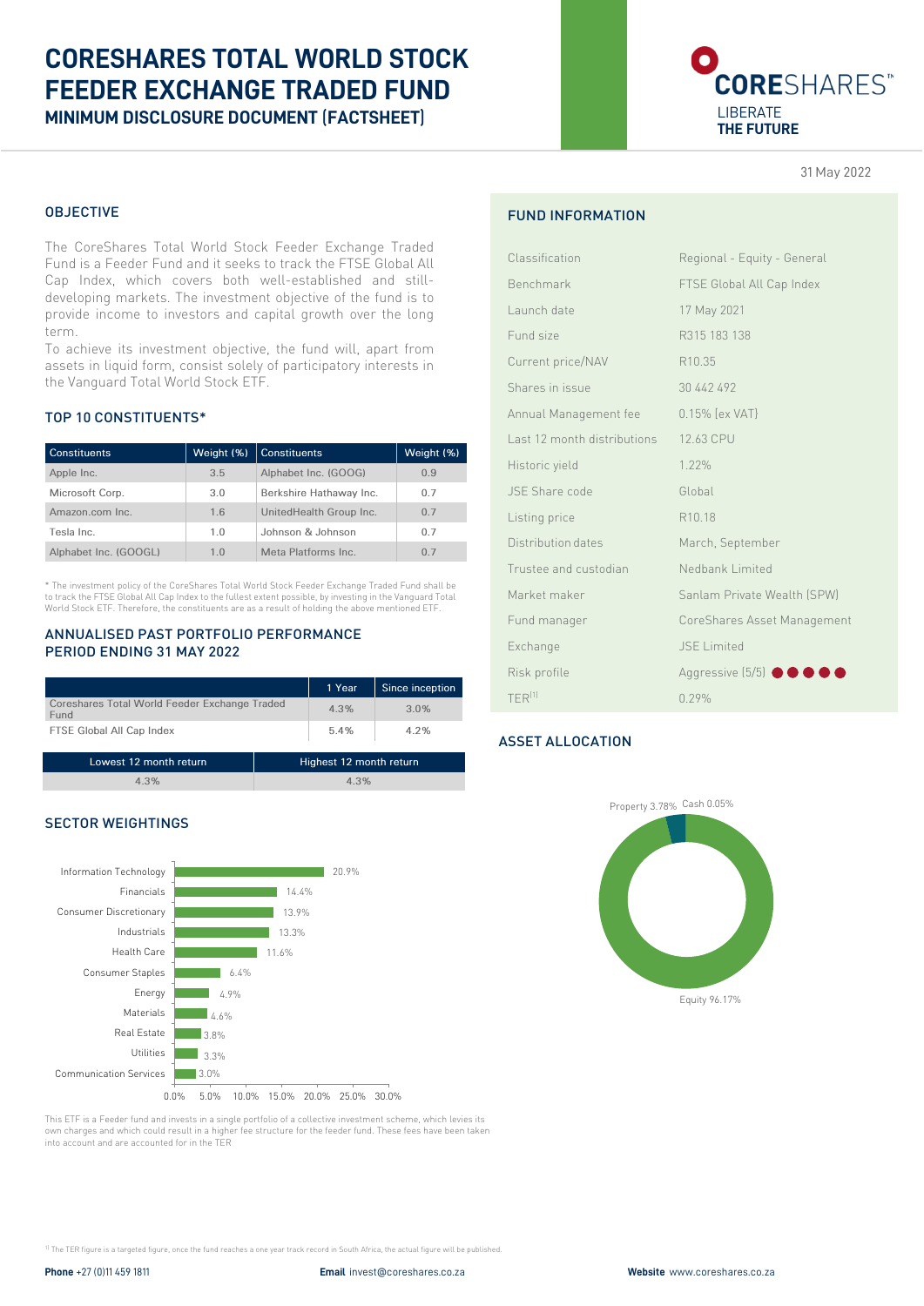# CORESHARES TOTAL WORLD STOCK FEEDER EXCHANGE TRADED FUND

## MINIMUM DISCLOSURE DOCUMENT (FACTSHEET)

CORESHARES™ LIBERATE THE FUTURE

31 May 2022

## OBJECTIVE

The CoreShares Total World Stock Feeder Exchange Traded Fund is a Feeder Fund and it seeks to track the FTSE Global All Cap Index, which covers both well-established and still-developing markets. The investment objective of the fund is to provide income to investors and capital growth over the long term.

To achieve its investment objective, the fund will, apart from assets in liquid form, consist solely of participatory interests in the Vanguard Total World Stock ETF.

## TOP 10 CONSTITUENTS*

| Constituents | Weight (%) | Constituents | Weight (%) |
|---|---|---|---|
| Apple Inc. | 3.5 | Alphabet Inc. (GOOG) | 0.9 |
| Microsoft Corp. | 3.0 | Berkshire Hathaway Inc. | 0.7 |
| Amazon.com Inc. | 1.6 | UnitedHealth Group Inc. | 0.7 |
| Tesla Inc. | 1.0 | Johnson & Johnson | 0.7 |
| Alphabet Inc. (GOOGL) | 1.0 | Meta Platforms Inc. | 0.7 |

* The investment policy of the CoreShares Total World Stock Feeder Exchange Traded Fund shall be to track the FTSE Global All Cap Index to the fullest extent possible, by investing in the Vanguard Total World Stock ETF. Therefore, the constituents are as a result of holding the above mentioned ETF.

## ANNUALISED PAST PORTFOLIO PERFORMANCE PERIOD ENDING 31 MAY 2022

| | 1 Year | Since inception |
|---|---|---|
| Coreshares Total World Feeder Exchange Traded Fund | 4.3% | 3.0% |
| FTSE Global All Cap Index | 5.4% | 4.2% |

| Lowest 12 month return | Highest 12 month return |
|---|---|
| 4.3% | 4.3% |

## SECTOR WEIGHTINGS

| Sector | Weight |
|---|---|
| Information Technology | 20.9% |
| Financials | 14.4% |
| Consumer Discretionary | 13.9% |
| Industrials | 13.3% |
| Health Care | 11.6% |
| Consumer Staples | 6.4% |
| Energy | 4.9% |
| Materials | 4.6% |
| Real Estate | 3.8% |
| Utilities | 3.3% |
| Communication Services | 3.0% |

This ETF is a Feeder fund and invests in a single portfolio of a collective investment scheme, which levies its own charges and which could result in a higher fee structure for the feeder fund. These fees have been taken into account and are accounted for in the TER

## FUND INFORMATION

| | |
|---|---|
| Classification | Regional - Equity - General |
| Benchmark | FTSE Global All Cap Index |
| Launch date | 17 May 2021 |
| Fund size | R315 183 138 |
| Current price/NAV | R10.35 |
| Shares in issue | 30 442 492 |
| Annual Management fee | 0.15% (ex VAT) |
| Last 12 month distributions | 12.63 CPU |
| Historic yield | 1.22% |
| JSE Share code | Global |
| Listing price | R10.18 |
| Distribution dates | March, September |
| Trustee and custodian | Nedbank Limited |
| Market maker | Sanlam Private Wealth (SPW) |
| Fund manager | CoreShares Asset Management |
| Exchange | JSE Limited |
| Risk profile | Aggressive (5/5) |
| TER[1] | 0.29% |

## ASSET ALLOCATION

| Asset | Allocation |
|---|---|
| Equity | 96.17% |
| Property | 3.78% |
| Cash | 0.05% |

[1] The TER figure is a targeted figure, once the fund reaches a one year track record in South Africa, the actual figure will be published.

**Phone** +27 (0)11 459 1811 **Email** invest@coreshares.co.za **Website** www.coreshares.co.za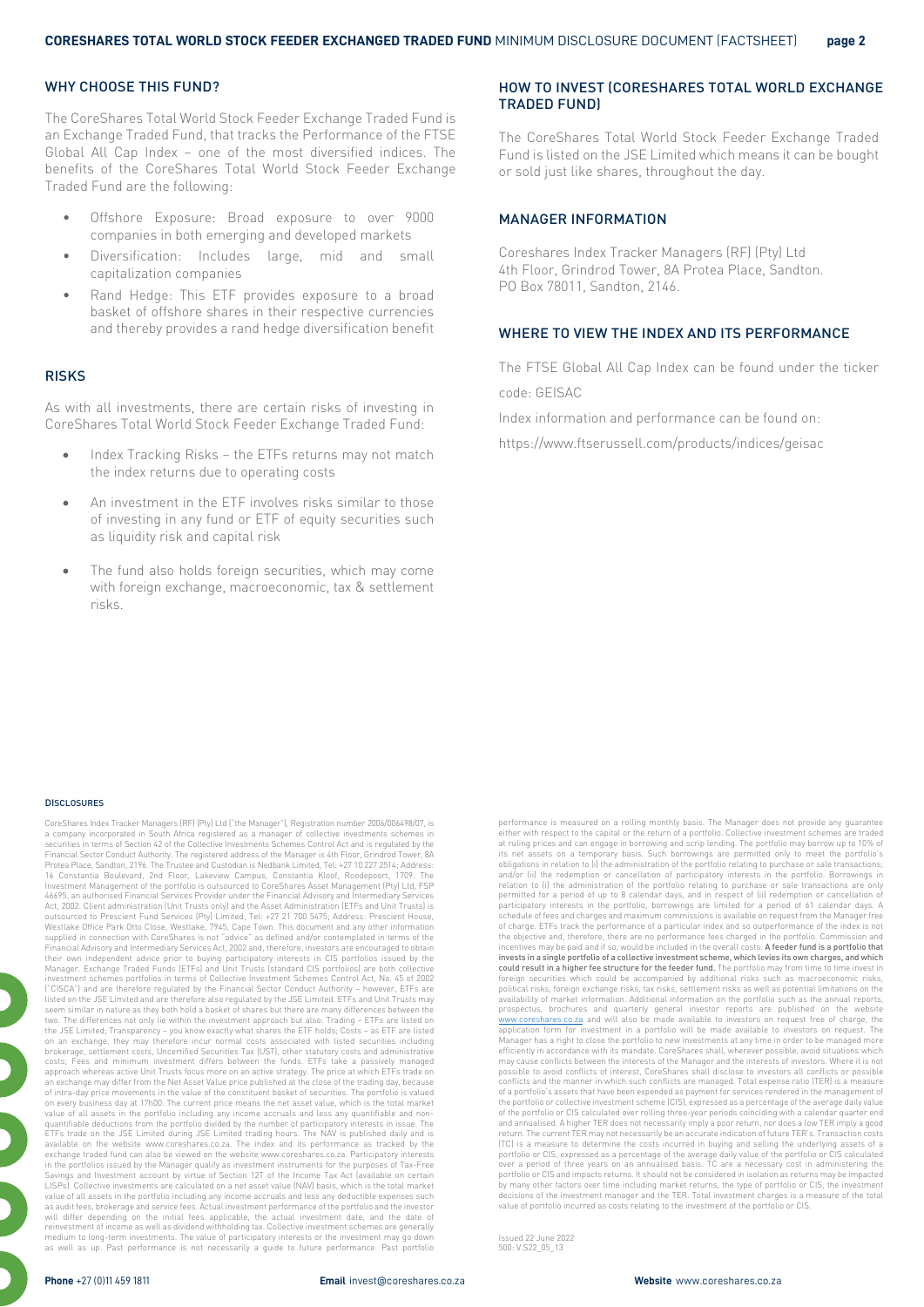## WHY CHOOSE THIS FUND?

The CoreShares Total World Stock Feeder Exchange Traded Fund is an Exchange Traded Fund, that tracks the Performance of the FTSE Global All Cap Index – one of the most diversified indices. The benefits of the CoreShares Total World Stock Feeder Exchange Traded Fund are the following:

- Offshore Exposure: Broad exposure to over 9000 companies in both emerging and developed markets
- Diversification: Includes large, mid and small capitalization companies
- Rand Hedge: This ETF provides exposure to a broad basket of offshore shares in their respective currencies and thereby provides a rand hedge diversification benefit

## RISKS

As with all investments, there are certain risks of investing in CoreShares Total World Stock Feeder Exchange Traded Fund:

- Index Tracking Risks – the ETFs returns may not match the index returns due to operating costs
- An investment in the ETF involves risks similar to those of investing in any fund or ETF of equity securities such as liquidity risk and capital risk
- The fund also holds foreign securities, which may come with foreign exchange, macroeconomic, tax & settlement risks.

## HOW TO INVEST (CORESHARES TOTAL WORLD EXCHANGE TRADED FUND)

The CoreShares Total World Stock Feeder Exchange Traded Fund is listed on the JSE Limited which means it can be bought or sold just like shares, throughout the day.

## MANAGER INFORMATION

Coreshares Index Tracker Managers (RF) (Pty) Ltd
4th Floor, Grindrod Tower, 8A Protea Place, Sandton.
PO Box 78011, Sandton, 2146.

## WHERE TO VIEW THE INDEX AND ITS PERFORMANCE

The FTSE Global All Cap Index can be found under the ticker code: GEISAC

Index information and performance can be found on:

https://www.ftserussell.com/products/indices/geisac

### DISCLOSURES

CoreShares Index Tracker Managers (RF) (Pty) Ltd ("the Manager"), Registration number 2006/006498/07, is a company incorporated in South Africa registered as a manager of collective investments schemes in securities in terms of Section 42 of the Collective Investments Schemes Control Act and is regulated by the Financial Sector Conduct Authority. The registered address of the Manager is 4th Floor, Grindrod Tower, 8A Protea Place, Sandton, 2196. The Trustee and Custodian is Nedbank Limited, Tel: +27 10 227 2514; Address: 16 Constantia Boulevard, 2nd Floor, Lakeview Campus, Constantia Kloof, Roodepoort, 1709. The Investment Management of the portfolio is outsourced to CoreShares Asset Management (Pty) Ltd, FSP 46695, an authorised Financial Services Provider under the Financial Advisory and Intermediary Services Act, 2002. Client administration (Unit Trusts only) and the Asset Administration (ETFs and Unit Trusts) is outsourced to Prescient Fund Services (Pty) Limited, Tel: +27 21 700 5475; Address: Prescient House, Westlake Office Park Otto Close, Westlake, 7945, Cape Town. This document and any other information supplied in connection with CoreShares is not "advice" as defined and/or contemplated in terms of the Financial Advisory and Intermediary Services Act, 2002 and, therefore, investors are encouraged to obtain their own independent advice prior to buying participatory interests in CIS portfolios issued by the Manager. Exchange Traded Funds (ETFs) and Unit Trusts (standard CIS portfolios) are both collective investment schemes portfolios in terms of Collective Investment Schemes Control Act, No. 45 of 2002 ("CISCA") and are therefore regulated by the Financial Sector Conduct Authority – however, ETFs are listed on the JSE Limited and are therefore also regulated by the JSE Limited. ETFs and Unit Trusts may seem similar in nature as they both hold a basket of shares but there are many differences between the two. The differences not only lie within the investment approach but also: Trading – ETFs are listed on the JSE Limited; Transparency – you know exactly what shares the ETF holds; Costs – as ETF are listed on an exchange, they may therefore incur normal costs associated with listed securities including brokerage, settlement costs, Uncertified Securities Tax (UST), other statutory costs and administrative costs; Fees and minimum investment differs between the funds. ETFs take a passively managed approach whereas active Unit Trusts focus more on an active strategy. The price at which ETFs trade on an exchange may differ from the Net Asset Value price published at the close of the trading day, because of intra-day price movements in the value of the constituent basket of securities. The portfolio is valued on every business day at 17h00. The current price means the net asset value, which is the total market value of all assets in the portfolio including any income accruals and less any quantifiable and non-quantifiable deductions from the portfolio divided by the number of participatory interests in issue. The ETFs trade on the JSE Limited during JSE Limited trading hours. The NAV is published daily and is available on the website www.coreshares.co.za. The index and its performance as tracked by the exchange traded fund can also be viewed on the website www.coreshares.co.za. Participatory interests in the portfolios issued by the Manager qualify as investment instruments for the purposes of Tax-Free Savings and Investment account by virtue of Section 12T of the Income Tax Act (available on certain LISPs). Collective investments are calculated on a net asset value (NAV) basis, which is the total market value of all assets in the portfolio including any income accruals and less any deductible expenses such as audit fees, brokerage and service fees. Actual investment performance of the portfolio and the investor will differ depending on the initial fees applicable, the actual investment date, and the date of reinvestment of income as well as dividend withholding tax. Collective investment schemes are generally medium to long-term investments. The value of participatory interests or the investment may go down as well as up. Past performance is not necessarily a guide to future performance. Past portfolio performance is measured on a rolling monthly basis. The Manager does not provide any guarantee either with respect to the capital or the return of a portfolio. Collective investment schemes are traded at ruling prices and can engage in borrowing and scrip lending. The portfolio may borrow up to 10% of its net assets on a temporary basis. Such borrowings are permitted only to meet the portfolio's obligations in relation to (i) the administration of the portfolio relating to purchase or sale transactions; and/or (ii) the redemption or cancellation of participatory interests in the portfolio. Borrowings in relation to (i) the administration of the portfolio relating to purchase or sale transactions are only permitted for a period of up to 8 calendar days, and in respect of (ii) redemption or cancellation of participatory interests in the portfolio, borrowings are limited for a period of 61 calendar days. A schedule of fees and charges and maximum commissions is available on request from the Manager free of charge. ETFs track the performance of a particular index and so outperformance of the index is not the objective and, therefore, there are no performance fees charged in the portfolio. Commission and incentives may be paid and if so, would be included in the overall costs. **A feeder fund is a portfolio that invests in a single portfolio of a collective investment scheme, which levies its own charges, and which could result in a higher fee structure for the feeder fund.** The portfolio may from time to time invest in foreign securities which could be accompanied by additional risks such as macroeconomic risks, political risks, foreign exchange risks, tax risks, settlement risks as well as potential limitations on the availability of market information. Additional information on the portfolio such as the annual reports, prospectus, brochures and quarterly general investor reports are published on the website www.coreshares.co.za and will also be made available to investors on request free of charge, the application form for investment in a portfolio will be made available to investors on request. The Manager has a right to close the portfolio to new investments at any time in order to be managed more efficiently in accordance with its mandate. CoreShares shall, wherever possible, avoid situations which may cause conflicts between the interests of the Manager and the interests of investors. Where it is not possible to avoid conflicts of interest, CoreShares shall disclose to investors all conflicts or possible conflicts and the manner in which such conflicts are managed. Total expense ratio (TER) is a measure of a portfolio's assets that have been expended as payment for services rendered in the management of the portfolio or collective investment scheme (CIS), expressed as a percentage of the average daily value of the portfolio or CIS calculated over rolling three-year periods coinciding with a calendar quarter end and annualised. A higher TER does not necessarily imply a poor return, nor does a low TER imply a good return. The current TER may not necessarily be an accurate indication of future TER's. Transaction costs (TC) is a measure to determine the costs incurred in buying and selling the underlying assets of a portfolio or CIS, expressed as a percentage of the average daily value of the portfolio or CIS calculated over a period of three years on an annualised basis. TC are a necessary cost in administering the portfolio or CIS and impacts returns. It should not be considered in isolation as returns may be impacted by many other factors over time including market returns, the type of portfolio or CIS, the investment decisions of the investment manager and the TER. Total investment charges is a measure of the total value of portfolio incurred as costs relating to the investment of the portfolio or CIS.

Issued 22 June 2022
500: V.S22_05_13

**Phone** +27 (0)11 459 1811 **Email** invest@coreshares.co.za **Website** www.coreshares.co.za